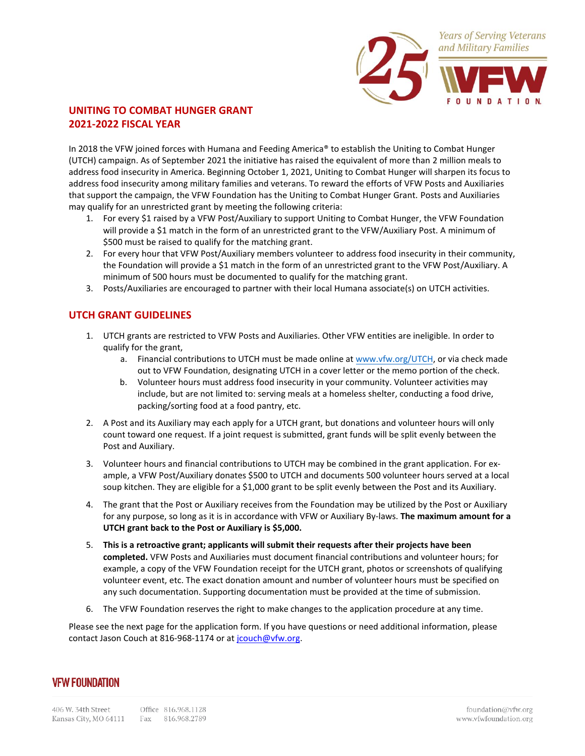# UNITING TO COMBAT HUNGER GRANT
# 2021-2022 FISCAL YEAR

In 2018 the VFW joined forces with Humana and Feeding America® to establish the Uniting to Combat Hunger (UTCH) campaign. As of September 2021 the initiative has raised the equivalent of more than 2 million meals to address food insecurity in America. Beginning October 1, 2021, Uniting to Combat Hunger will sharpen its focus to address food insecurity among military families and veterans. To reward the efforts of VFW Posts and Auxiliaries that support the campaign, the VFW Foundation has the Uniting to Combat Hunger Grant. Posts and Auxiliaries may qualify for an unrestricted grant by meeting the following criteria:

1. For every $1 raised by a VFW Post/Auxiliary to support Uniting to Combat Hunger, the VFW Foundation will provide a $1 match in the form of an unrestricted grant to the VFW/Auxiliary Post. A minimum of $500 must be raised to qualify for the matching grant.
2. For every hour that VFW Post/Auxiliary members volunteer to address food insecurity in their community, the Foundation will provide a $1 match in the form of an unrestricted grant to the VFW Post/Auxiliary. A minimum of 500 hours must be documented to qualify for the matching grant.
3. Posts/Auxiliaries are encouraged to partner with their local Humana associate(s) on UTCH activities.

## UTCH GRANT GUIDELINES

1. UTCH grants are restricted to VFW Posts and Auxiliaries. Other VFW entities are ineligible. In order to qualify for the grant,
   a. Financial contributions to UTCH must be made online at www.vfw.org/UTCH, or via check made out to VFW Foundation, designating UTCH in a cover letter or the memo portion of the check.
   b. Volunteer hours must address food insecurity in your community. Volunteer activities may include, but are not limited to: serving meals at a homeless shelter, conducting a food drive, packing/sorting food at a food pantry, etc.
2. A Post and its Auxiliary may each apply for a UTCH grant, but donations and volunteer hours will only count toward one request. If a joint request is submitted, grant funds will be split evenly between the Post and Auxiliary.
3. Volunteer hours and financial contributions to UTCH may be combined in the grant application. For example, a VFW Post/Auxiliary donates $500 to UTCH and documents 500 volunteer hours served at a local soup kitchen. They are eligible for a $1,000 grant to be split evenly between the Post and its Auxiliary.
4. The grant that the Post or Auxiliary receives from the Foundation may be utilized by the Post or Auxiliary for any purpose, so long as it is in accordance with VFW or Auxiliary By-laws. **The maximum amount for a UTCH grant back to the Post or Auxiliary is $5,000.**
5. **This is a retroactive grant; applicants will submit their requests after their projects have been completed.** VFW Posts and Auxiliaries must document financial contributions and volunteer hours; for example, a copy of the VFW Foundation receipt for the UTCH grant, photos or screenshots of qualifying volunteer event, etc. The exact donation amount and number of volunteer hours must be specified on any such documentation. Supporting documentation must be provided at the time of submission.
6. The VFW Foundation reserves the right to make changes to the application procedure at any time.

Please see the next page for the application form. If you have questions or need additional information, please contact Jason Couch at 816-968-1174 or at jcouch@vfw.org.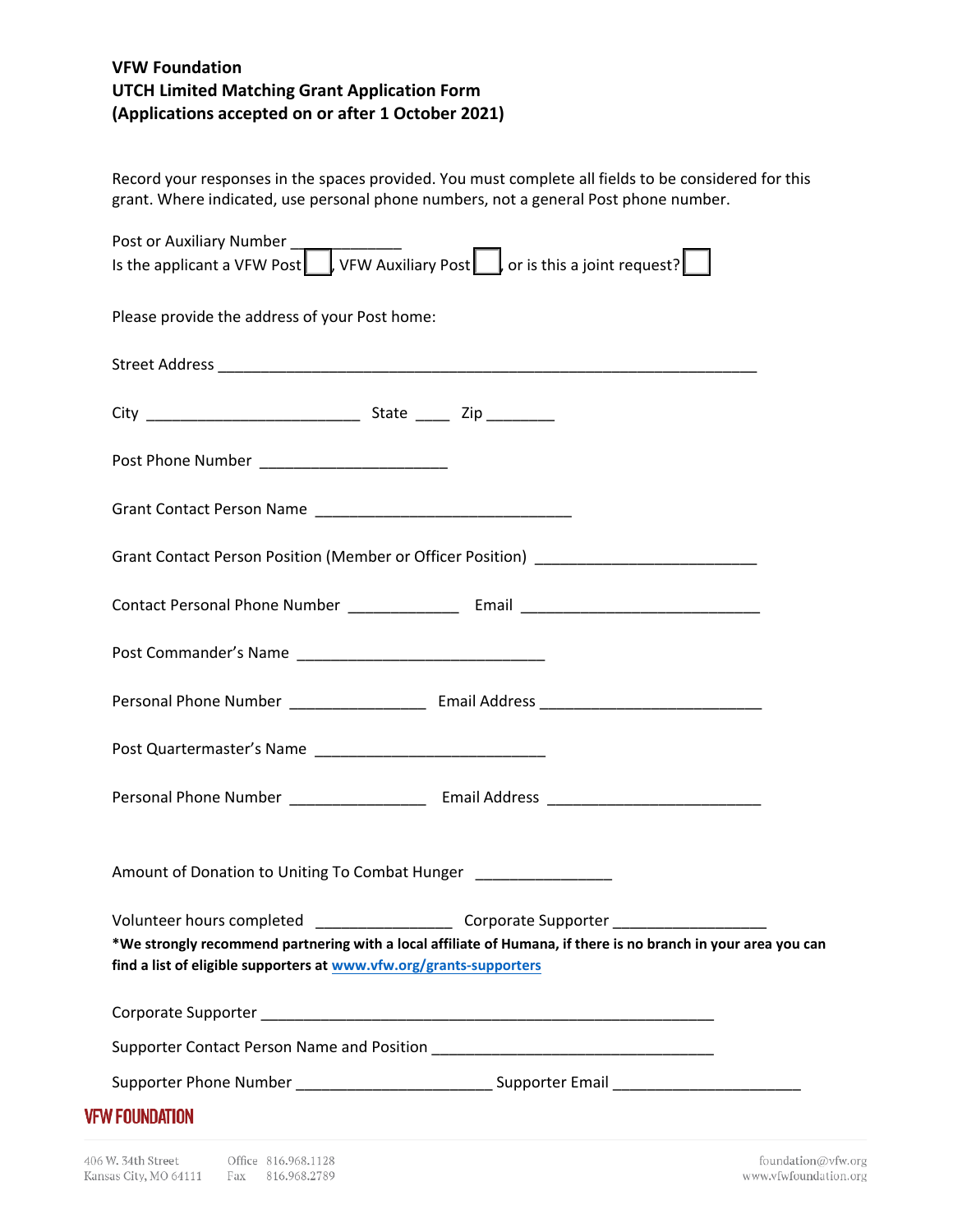**VFW Foundation**
**UTCH Limited Matching Grant Application Form**
**(Applications accepted on or after 1 October 2021)**

Record your responses in the spaces provided. You must complete all fields to be considered for this grant. Where indicated, use personal phone numbers, not a general Post phone number.

Post or Auxiliary Number ____________
Is the applicant a VFW Post ☐, VFW Auxiliary Post ☐, or is this a joint request? ☐

Please provide the address of your Post home:

Street Address ____________________________________________________________

City ________________________ State ____ Zip ________

Post Phone Number _____________________

Grant Contact Person Name _____________________________

Grant Contact Person Position (Member or Officer Position) _________________________

Contact Personal Phone Number ____________ Email ___________________________

Post Commander's Name ____________________________

Personal Phone Number _______________ Email Address _________________________

Post Quartermaster's Name __________________________

Personal Phone Number _______________ Email Address ________________________

Amount of Donation to Uniting To Combat Hunger _______________

Volunteer hours completed _______________ Corporate Supporter _________________

**\*We strongly recommend partnering with a local affiliate of Humana, if there is no branch in your area you can find a list of eligible supporters at www.vfw.org/grants-supporters**

Corporate Supporter ___________________________________________________

Supporter Contact Person Name and Position ________________________________

Supporter Phone Number ______________________ Supporter Email _____________________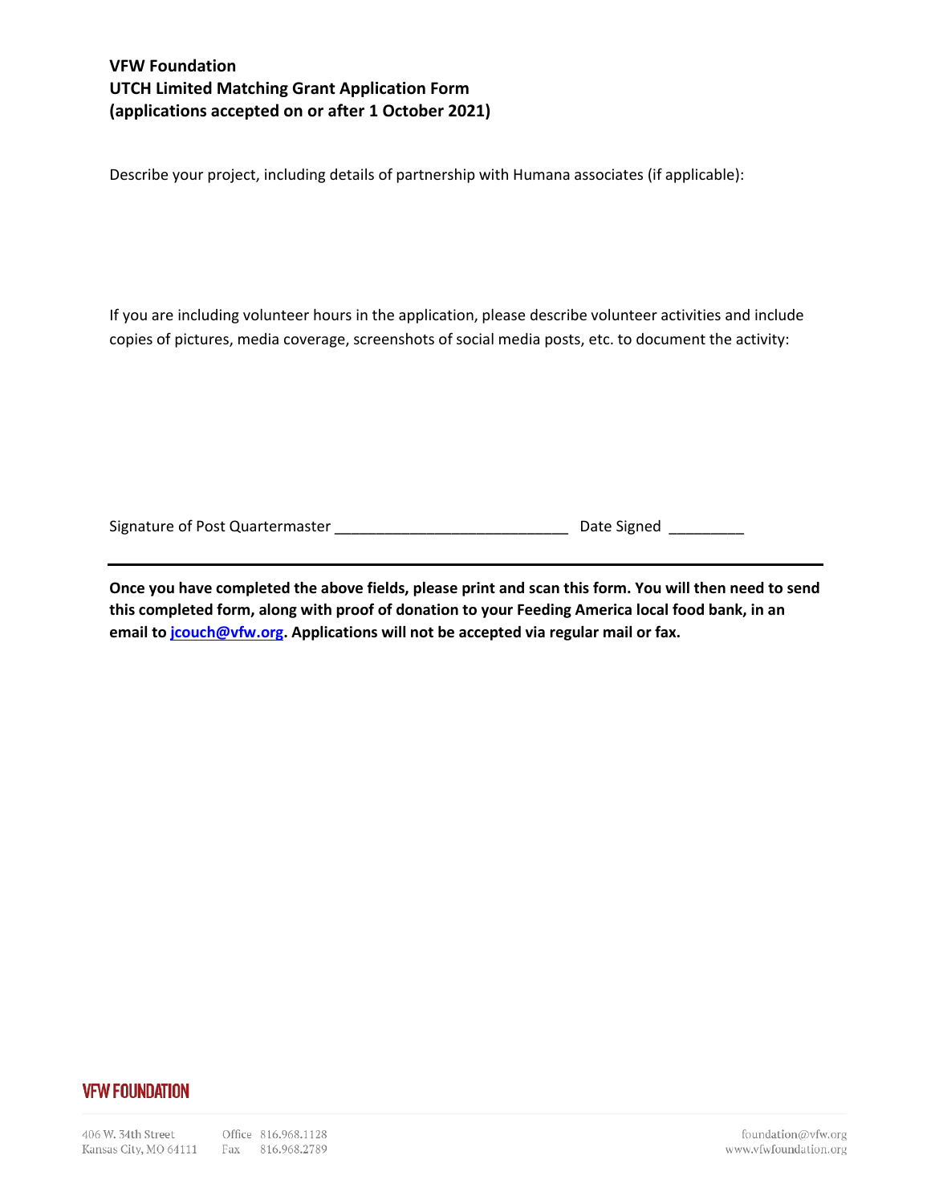**VFW Foundation**
**UTCH Limited Matching Grant Application Form**
**(applications accepted on or after 1 October 2021)**

Describe your project, including details of partnership with Humana associates (if applicable):

If you are including volunteer hours in the application, please describe volunteer activities and include copies of pictures, media coverage, screenshots of social media posts, etc. to document the activity:

Signature of Post Quartermaster ____________________________ Date Signed _________

---

**Once you have completed the above fields, please print and scan this form. You will then need to send this completed form, along with proof of donation to your Feeding America local food bank, in an email to [jcouch@vfw.org](mailto:jcouch@vfw.org). Applications will not be accepted via regular mail or fax.**

VFW FOUNDATION

406 W. 34th Street
Kansas City, MO 64111

Office 816.968.1128
Fax 816.968.2789

foundation@vfw.org
www.vfwfoundation.org